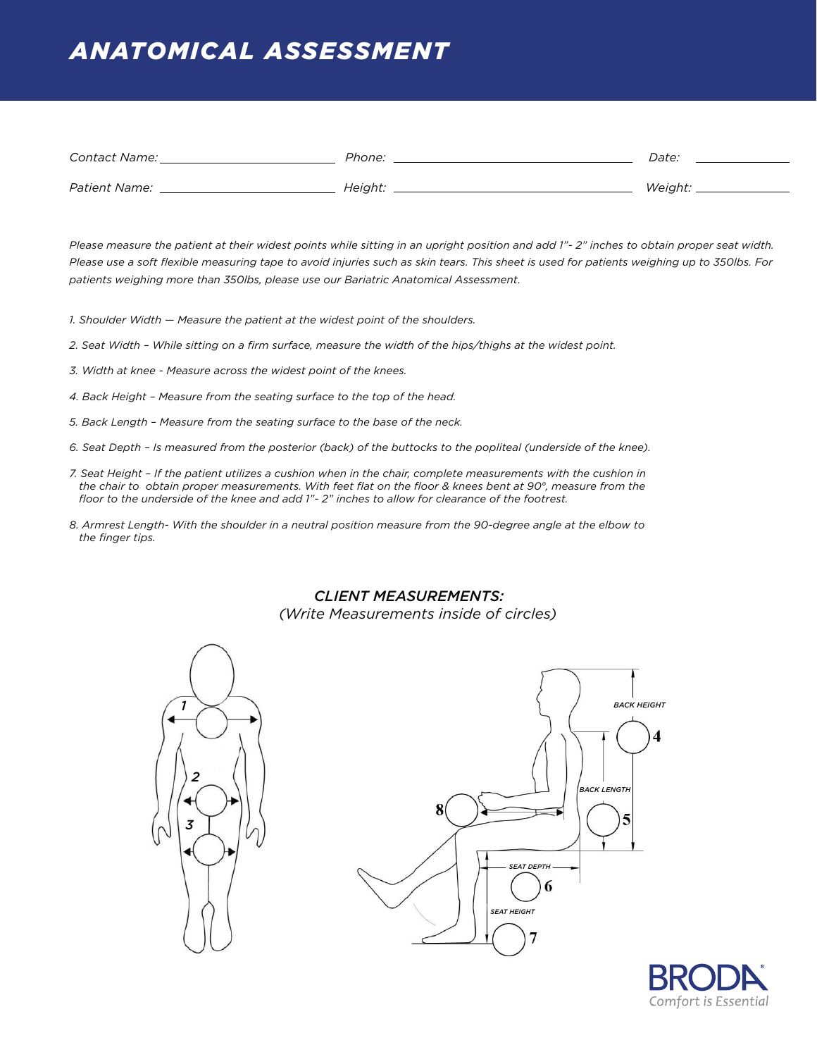# ANATOMICAL ASSESSMENT

Contact Name: ______________________ Phone: ______________________ Date: ____________

Patient Name: ______________________ Height: ______________________ Weight: ____________

*Please measure the patient at their widest points while sitting in an upright position and add 1"- 2" inches to obtain proper seat width. Please use a soft flexible measuring tape to avoid injuries such as skin tears. This sheet is used for patients weighing up to 350lbs. For patients weighing more than 350lbs, please use our Bariatric Anatomical Assessment.*

1. *Shoulder Width — Measure the patient at the widest point of the shoulders.*
2. *Seat Width – While sitting on a firm surface, measure the width of the hips/thighs at the widest point.*
3. *Width at knee - Measure across the widest point of the knees.*
4. *Back Height – Measure from the seating surface to the top of the head.*
5. *Back Length – Measure from the seating surface to the base of the neck.*
6. *Seat Depth – Is measured from the posterior (back) of the buttocks to the popliteal (underside of the knee).*
7. *Seat Height – If the patient utilizes a cushion when in the chair, complete measurements with the cushion in the chair to obtain proper measurements. With feet flat on the floor & knees bent at 90°, measure from the floor to the underside of the knee and add 1"- 2" inches to allow for clearance of the footrest.*
8. *Armrest Length- With the shoulder in a neutral position measure from the 90-degree angle at the elbow to the finger tips.*

## *CLIENT MEASUREMENTS:*

*(Write Measurements inside of circles)*

1 2 3

BACK HEIGHT 4

BACK LENGTH 5

8

SEAT DEPTH 6

SEAT HEIGHT 7

BRODA® Comfort is Essential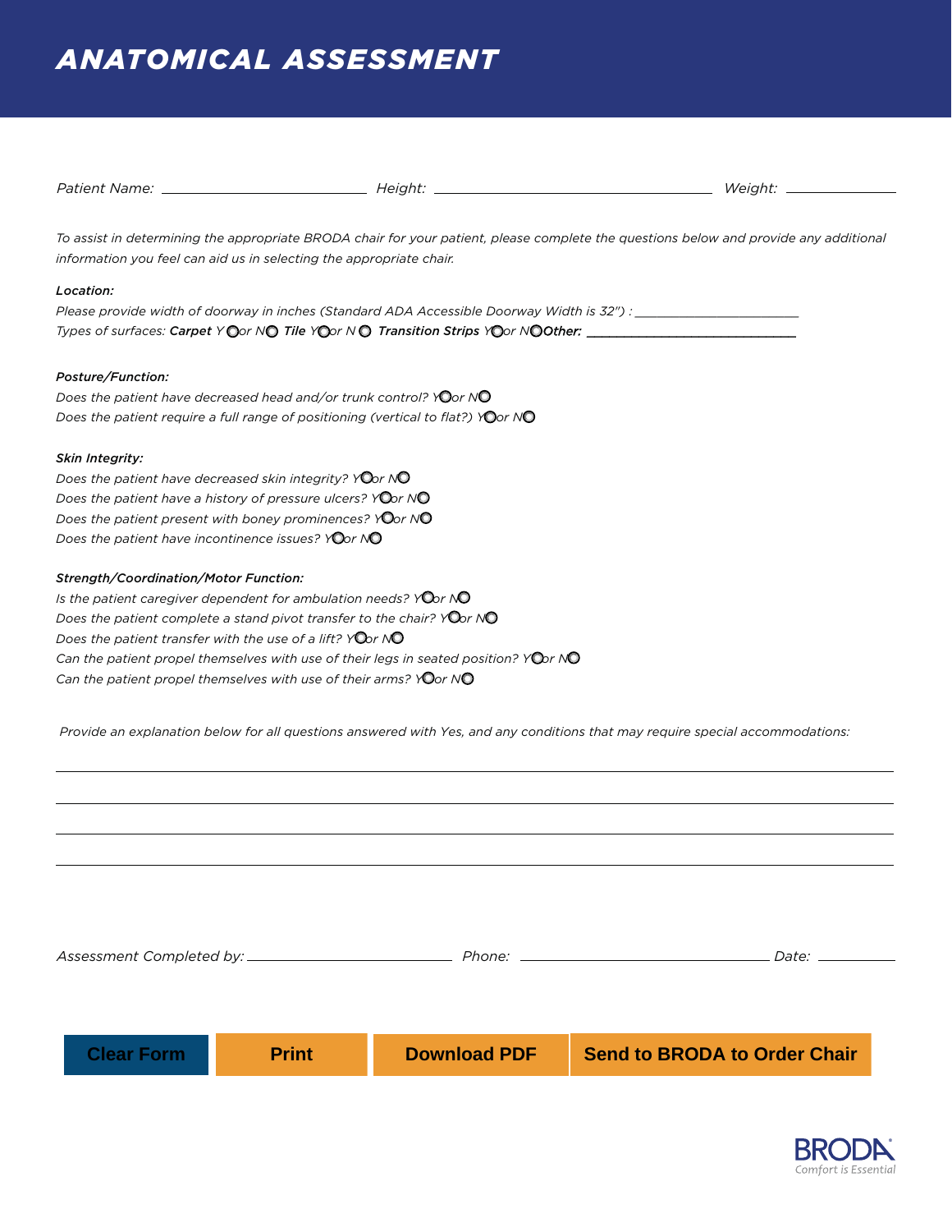# ANATOMICAL ASSESSMENT

*Patient Name:* ______________________ *Height:* ______________________________ *Weight:* ____________

*To assist in determining the appropriate BRODA chair for your patient, please complete the questions below and provide any additional information you feel can aid us in selecting the appropriate chair.*

***Location:***

*Please provide width of doorway in inches (Standard ADA Accessible Doorway Width is 32") :* ____________________

*Types of surfaces:* ***Carpet*** *Y ○ or N ○* ***Tile*** *Y ○ or N ○* ***Transition Strips*** *Y ○ or N ○* ***Other:*** ________________________

***Posture/Function:***

*Does the patient have decreased head and/or trunk control? Y ○ or N ○*

*Does the patient require a full range of positioning (vertical to flat?) Y ○ or N ○*

***Skin Integrity:***

*Does the patient have decreased skin integrity? Y ○ or N ○*

*Does the patient have a history of pressure ulcers? Y ○ or N ○*

*Does the patient present with boney prominences? Y ○ or N ○*

*Does the patient have incontinence issues? Y ○ or N ○*

***Strength/Coordination/Motor Function:***

*Is the patient caregiver dependent for ambulation needs? Y ○ or N ○*

*Does the patient complete a stand pivot transfer to the chair? Y ○ or N ○*

*Does the patient transfer with the use of a lift? Y ○ or N ○*

*Can the patient propel themselves with use of their legs in seated position? Y ○ or N ○*

*Can the patient propel themselves with use of their arms? Y ○ or N ○*

*Provide an explanation below for all questions answered with Yes, and any conditions that may require special accommodations:*

_______________________________________________________________________________

_______________________________________________________________________________

_______________________________________________________________________________

_______________________________________________________________________________

*Assessment Completed by:* ______________________ *Phone:* __________________________ *Date:* __________

Clear Form | Print | Download PDF | Send to BRODA to Order Chair

BRODA
*Comfort is Essential*